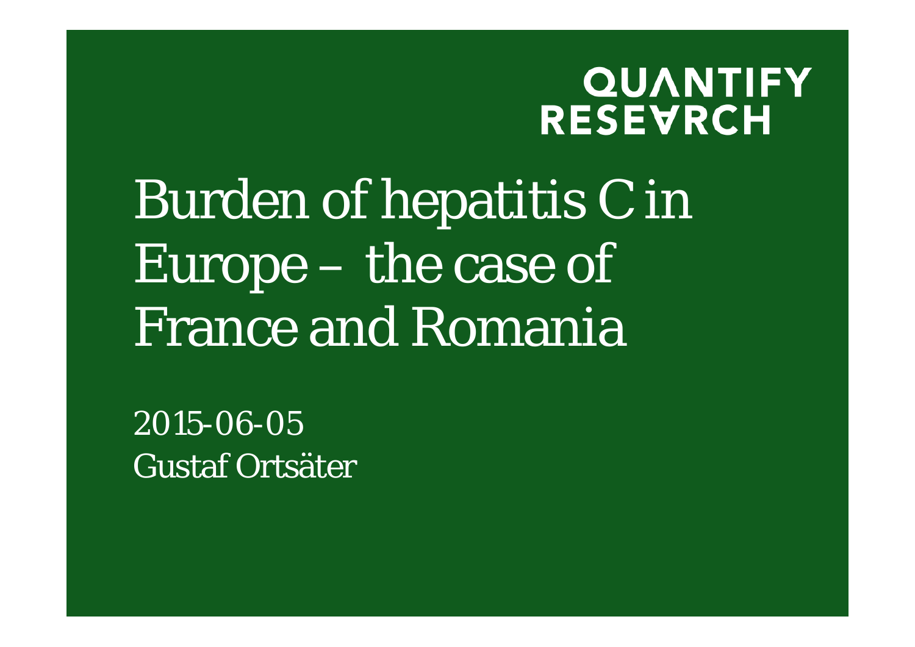QUANTIFY RESEARCH

# Burden of hepatitis C in Europe – the case of France and Romania

2015-06-05

Gustaf Ortsäter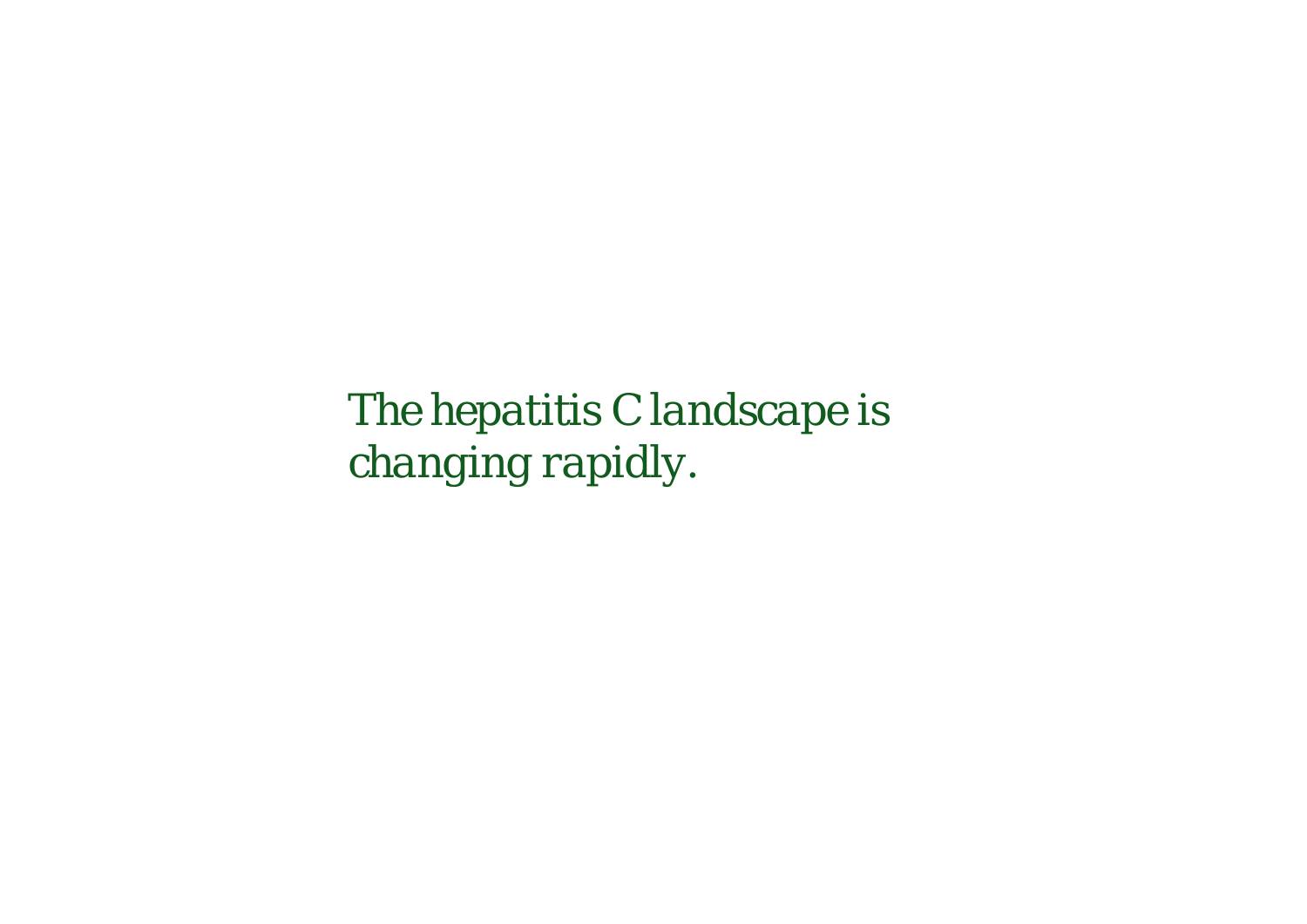*The hepatitis C landscape is changing rapidly.*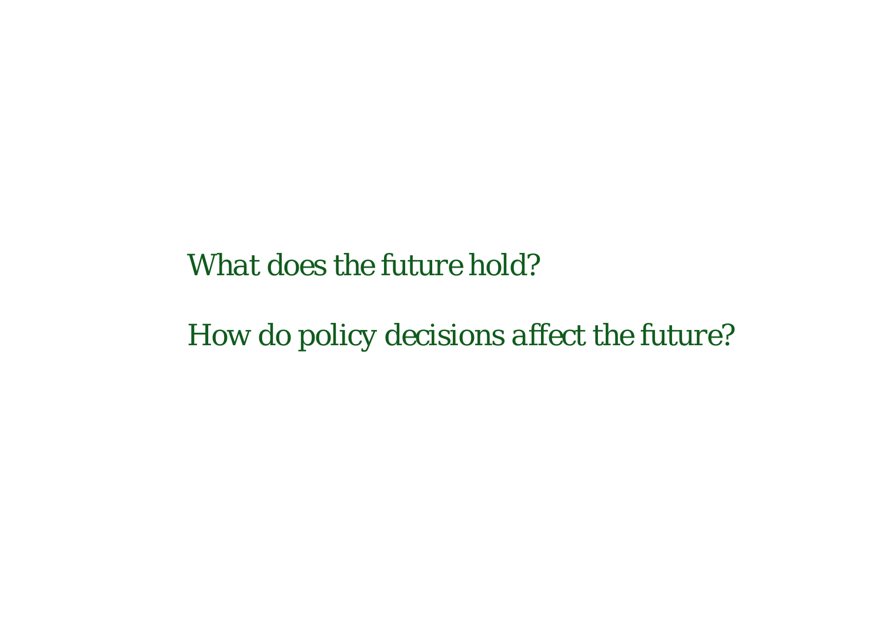*What does the future hold?*

*How do policy decisions affect the future?*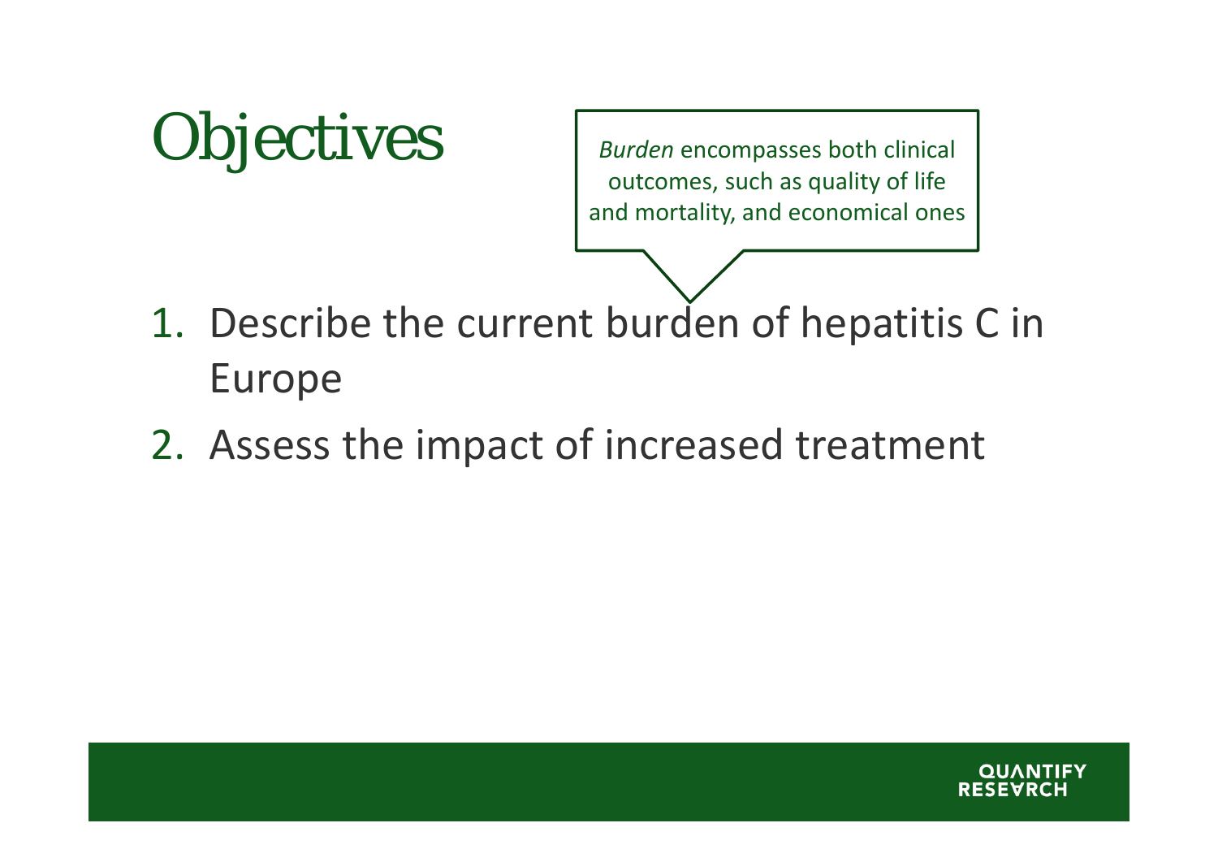# Objectives

*Burden* encompasses both clinical outcomes, such as quality of life and mortality, and economical ones

1. Describe the current burden of hepatitis C in Europe
2. Assess the impact of increased treatment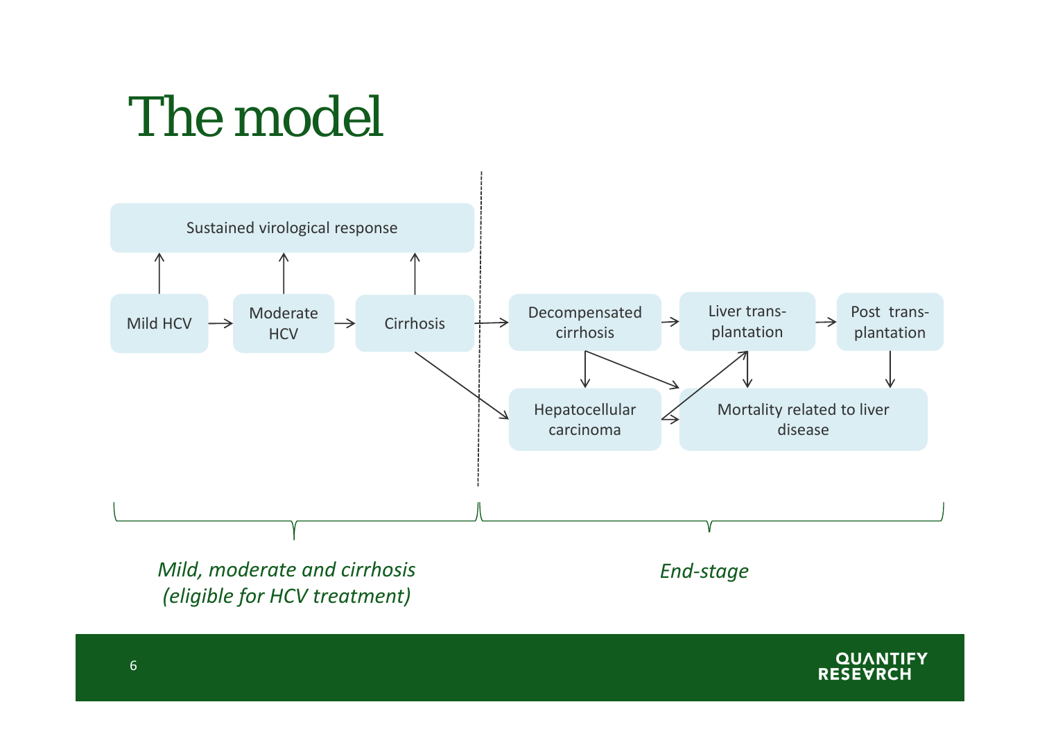# The model

Sustained virological response

Mild HCV → Moderate HCV → Cirrhosis

Decompensated cirrhosis → Liver trans-plantation → Post trans-plantation

Hepatocellular carcinoma

Mortality related to liver disease

*Mild, moderate and cirrhosis (eligible for HCV treatment)*

*End-stage*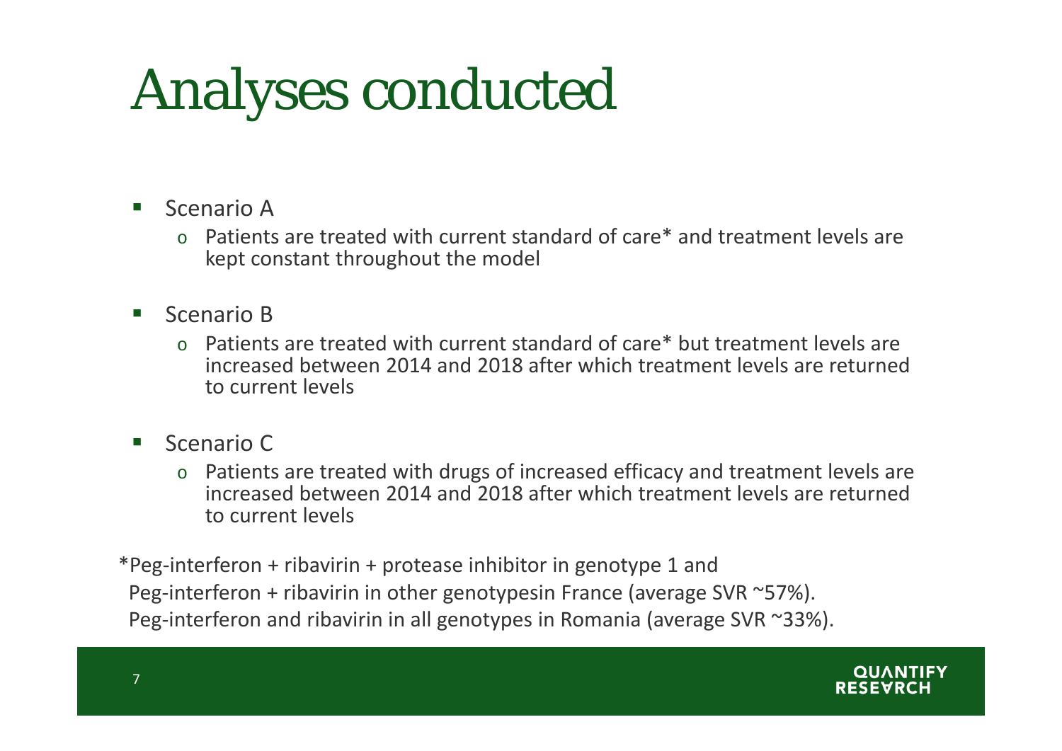# Analyses conducted

- Scenario A
  - Patients are treated with current standard of care* and treatment levels are kept constant throughout the model
- Scenario B
  - Patients are treated with current standard of care* but treatment levels are increased between 2014 and 2018 after which treatment levels are returned to current levels
- Scenario C
  - Patients are treated with drugs of increased efficacy and treatment levels are increased between 2014 and 2018 after which treatment levels are returned to current levels

*Peg-interferon + ribavirin + protease inhibitor in genotype 1 and
Peg-interferon + ribavirin in other genotypesin France (average SVR ~57%).
Peg-interferon and ribavirin in all genotypes in Romania (average SVR ~33%).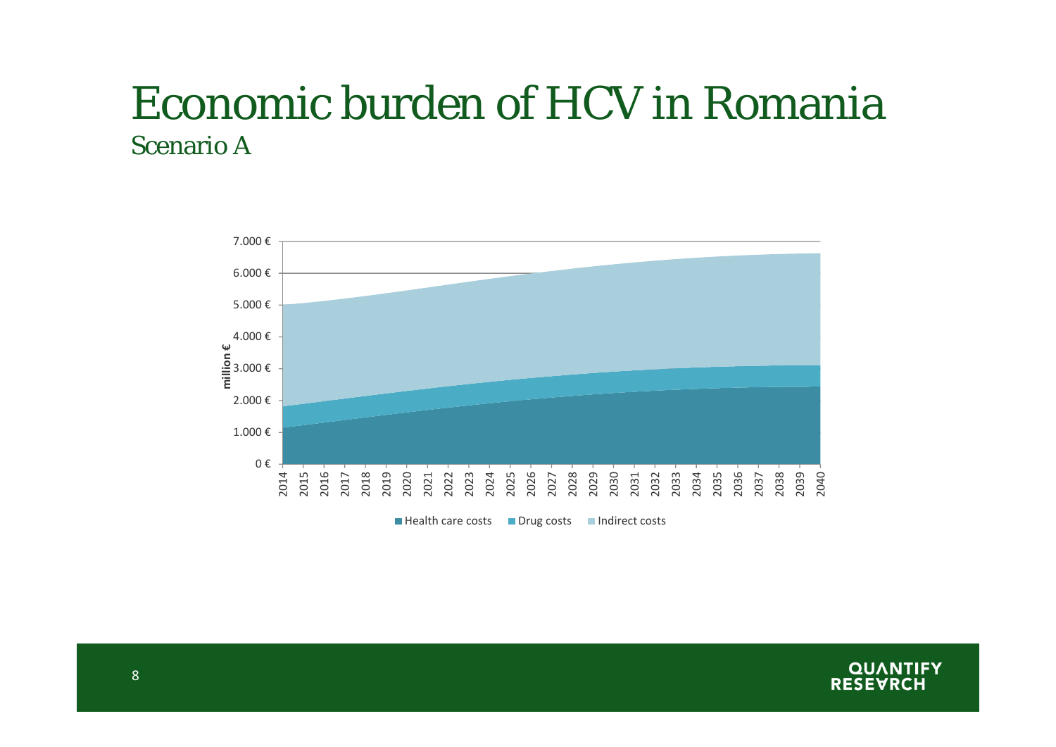# Economic burden of HCV in Romania

## Scenario A

million €

7.000 €
6.000 €
5.000 €
4.000 €
3.000 €
2.000 €
1.000 €
0 €

2014 2015 2016 2017 2018 2019 2020 2021 2022 2023 2024 2025 2026 2027 2028 2029 2030 2031 2032 2033 2034 2035 2036 2037 2038 2039 2040

Health care costs | Drug costs | Indirect costs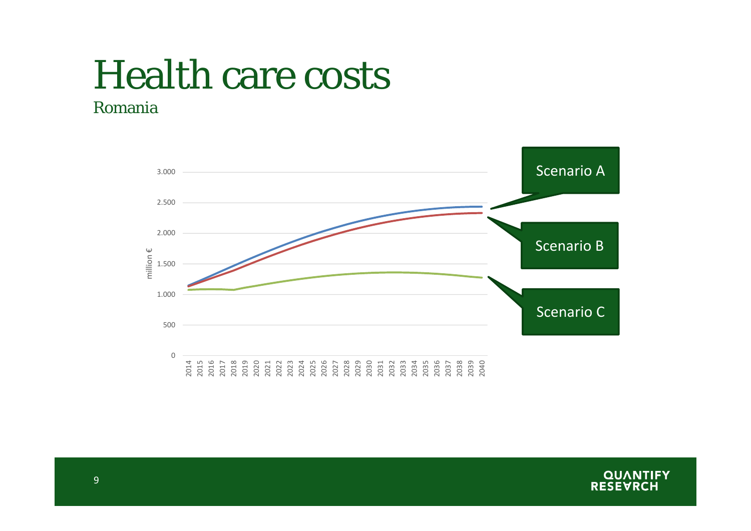# Health care costs

## Romania

million €

3.000
2.500
2.000
1.500
1.000
500
0

2014 2015 2016 2017 2018 2019 2020 2021 2022 2023 2024 2025 2026 2027 2028 2029 2030 2031 2032 2033 2034 2035 2036 2037 2038 2039 2040

Scenario A

Scenario B

Scenario C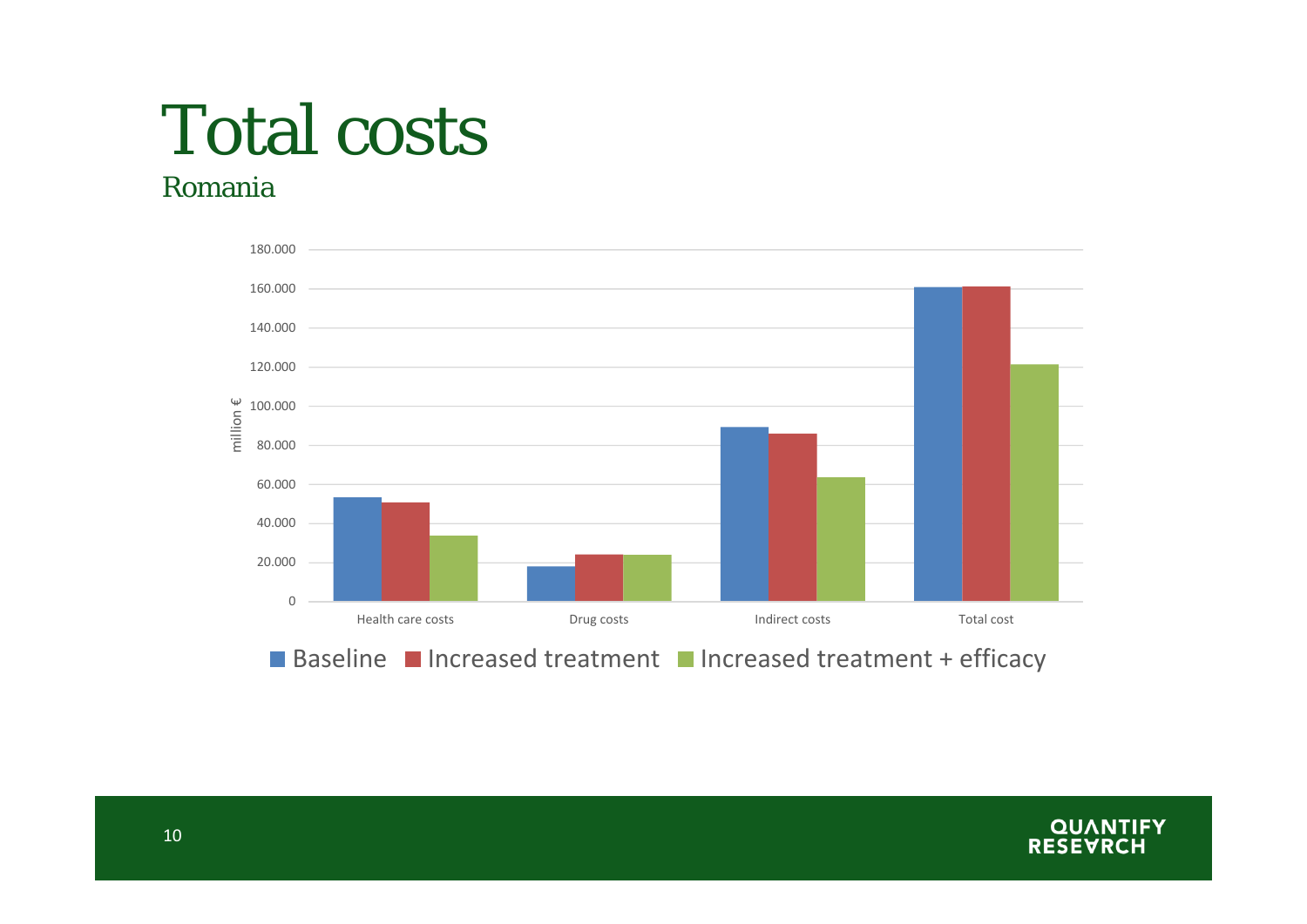# Total costs

## Romania

million €

180.000
160.000
140.000
120.000
100.000
80.000
60.000
40.000
20.000
0

Health care costs | Drug costs | Indirect costs | Total cost

■ Baseline ■ Increased treatment ■ Increased treatment + efficacy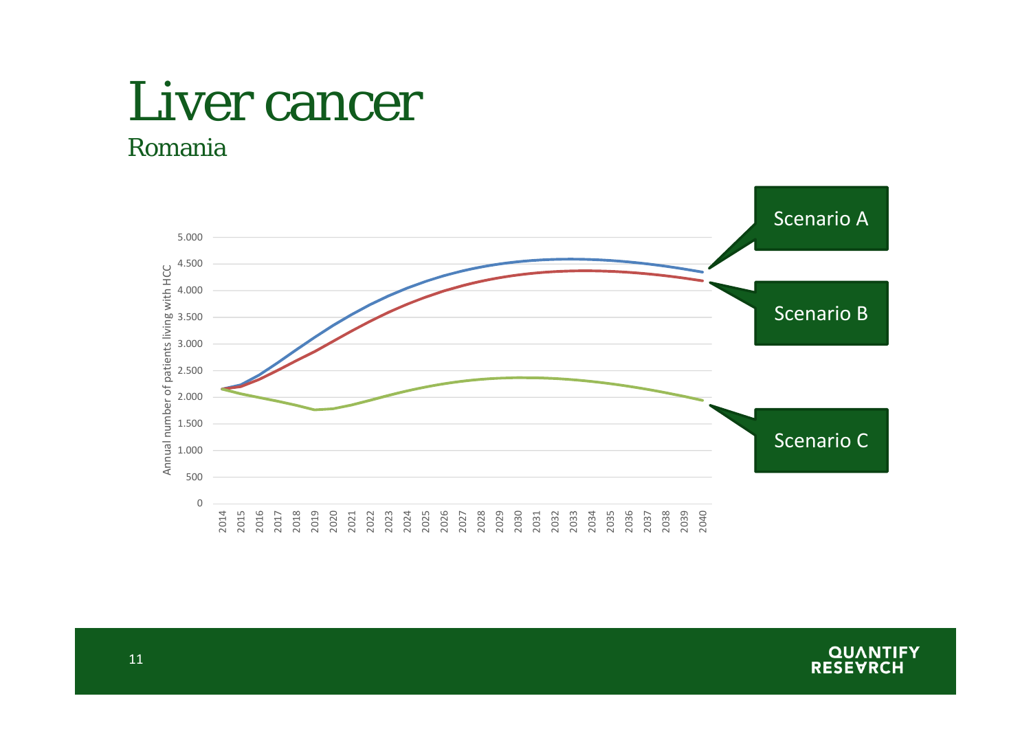# Liver cancer

## Romania

Annual number of patients living with HCC

5.000
4.500
4.000
3.500
3.000
2.500
2.000
1.500
1.000
500
0

2014 2015 2016 2017 2018 2019 2020 2021 2022 2023 2024 2025 2026 2027 2028 2029 2030 2031 2032 2033 2034 2035 2036 2037 2038 2039 2040

Scenario A

Scenario B

Scenario C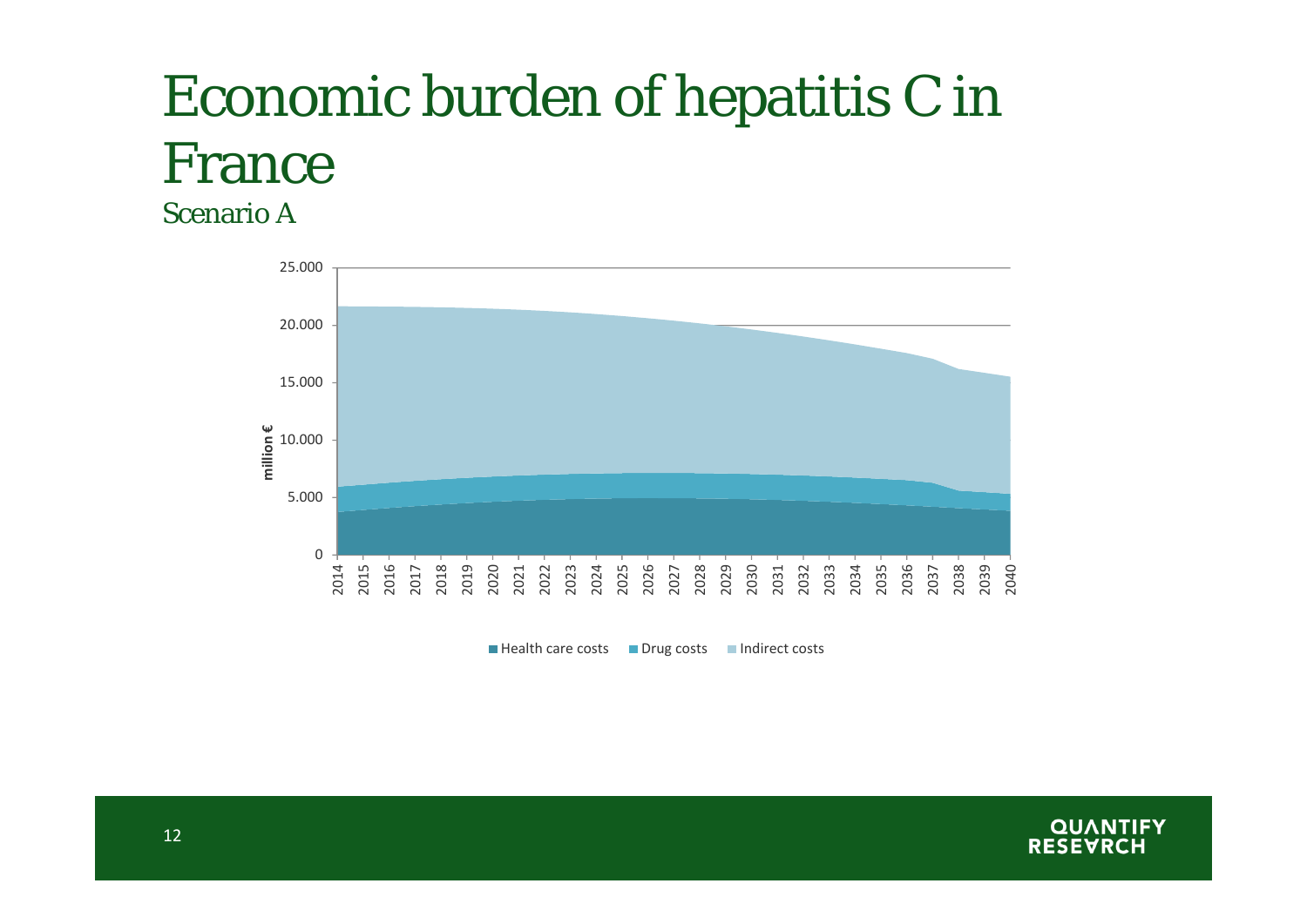# Economic burden of hepatitis C in France

## Scenario A

million €

25.000
20.000
15.000
10.000
5.000
0

2014 2015 2016 2017 2018 2019 2020 2021 2022 2023 2024 2025 2026 2027 2028 2029 2030 2031 2032 2033 2034 2035 2036 2037 2038 2039 2040

Health care costs | Drug costs | Indirect costs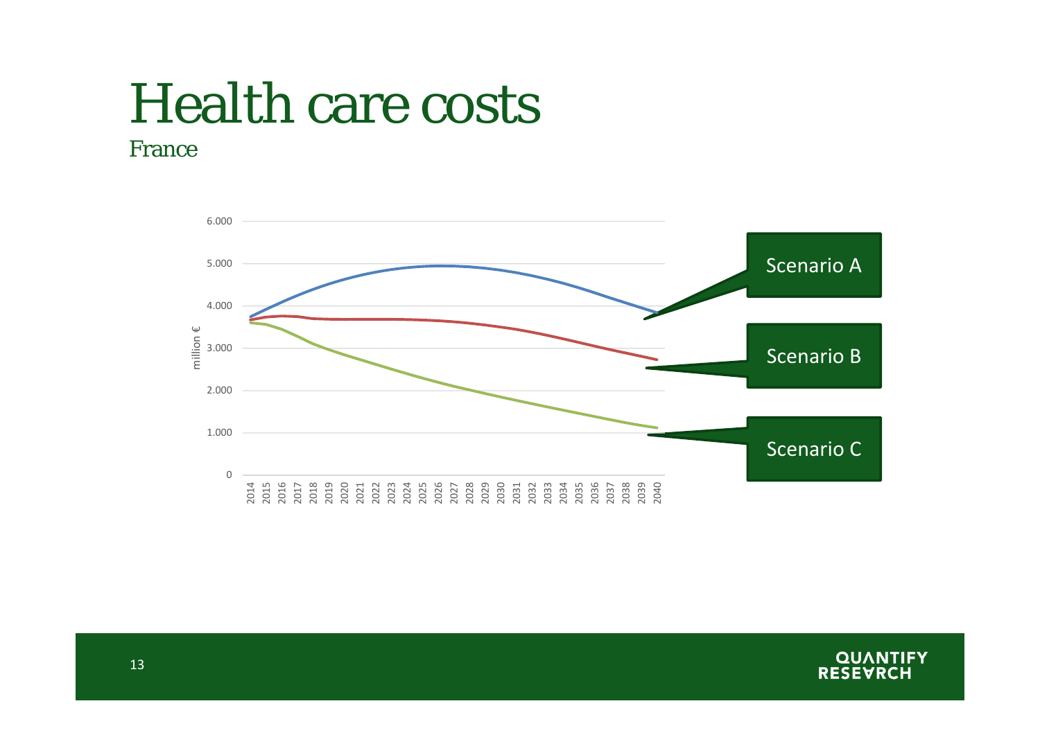# Health care costs

## France

6.000
5.000
4.000
3.000
2.000
1.000
0

million €

2014 2015 2016 2017 2018 2019 2020 2021 2022 2023 2024 2025 2026 2027 2028 2029 2030 2031 2032 2033 2034 2035 2036 2037 2038 2039 2040

Scenario A

Scenario B

Scenario C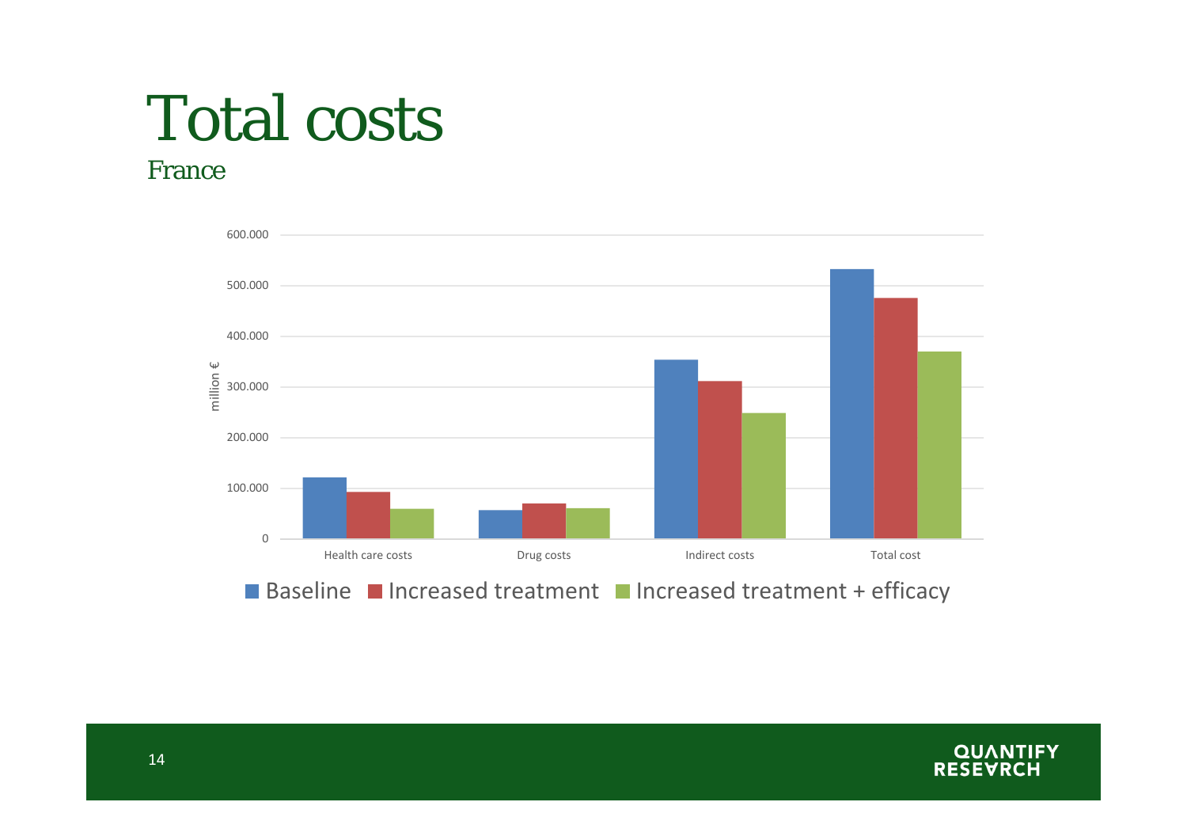# Total costs

## France

million €

600.000
500.000
400.000
300.000
200.000
100.000
0

Health care costs | Drug costs | Indirect costs | Total cost

■ Baseline ■ Increased treatment ■ Increased treatment + efficacy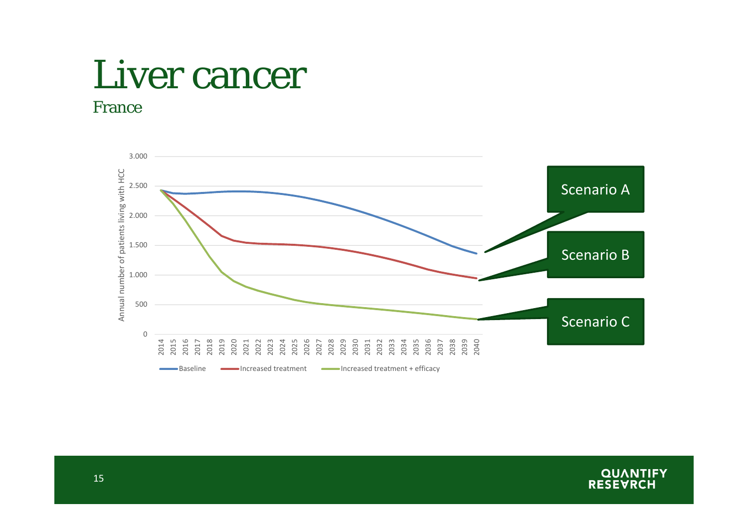# Liver cancer

## France

Annual number of patients living with HCC

3.000
2.500
2.000
1.500
1.000
500
0

2014 2015 2016 2017 2018 2019 2020 2021 2022 2023 2024 2025 2026 2027 2028 2029 2030 2031 2032 2033 2034 2035 2036 2037 2038 2039 2040

Baseline — Increased treatment — Increased treatment + efficacy

Scenario A

Scenario B

Scenario C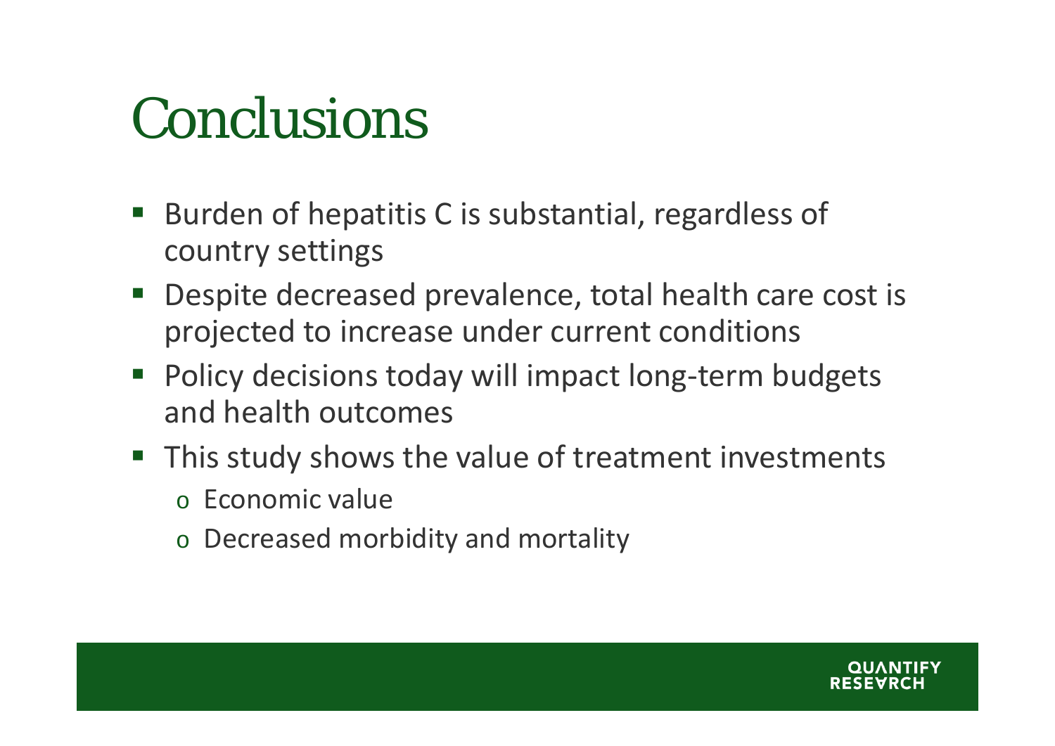# Conclusions

- Burden of hepatitis C is substantial, regardless of country settings
- Despite decreased prevalence, total health care cost is projected to increase under current conditions
- Policy decisions today will impact long-term budgets and health outcomes
- This study shows the value of treatment investments
  - Economic value
  - Decreased morbidity and mortality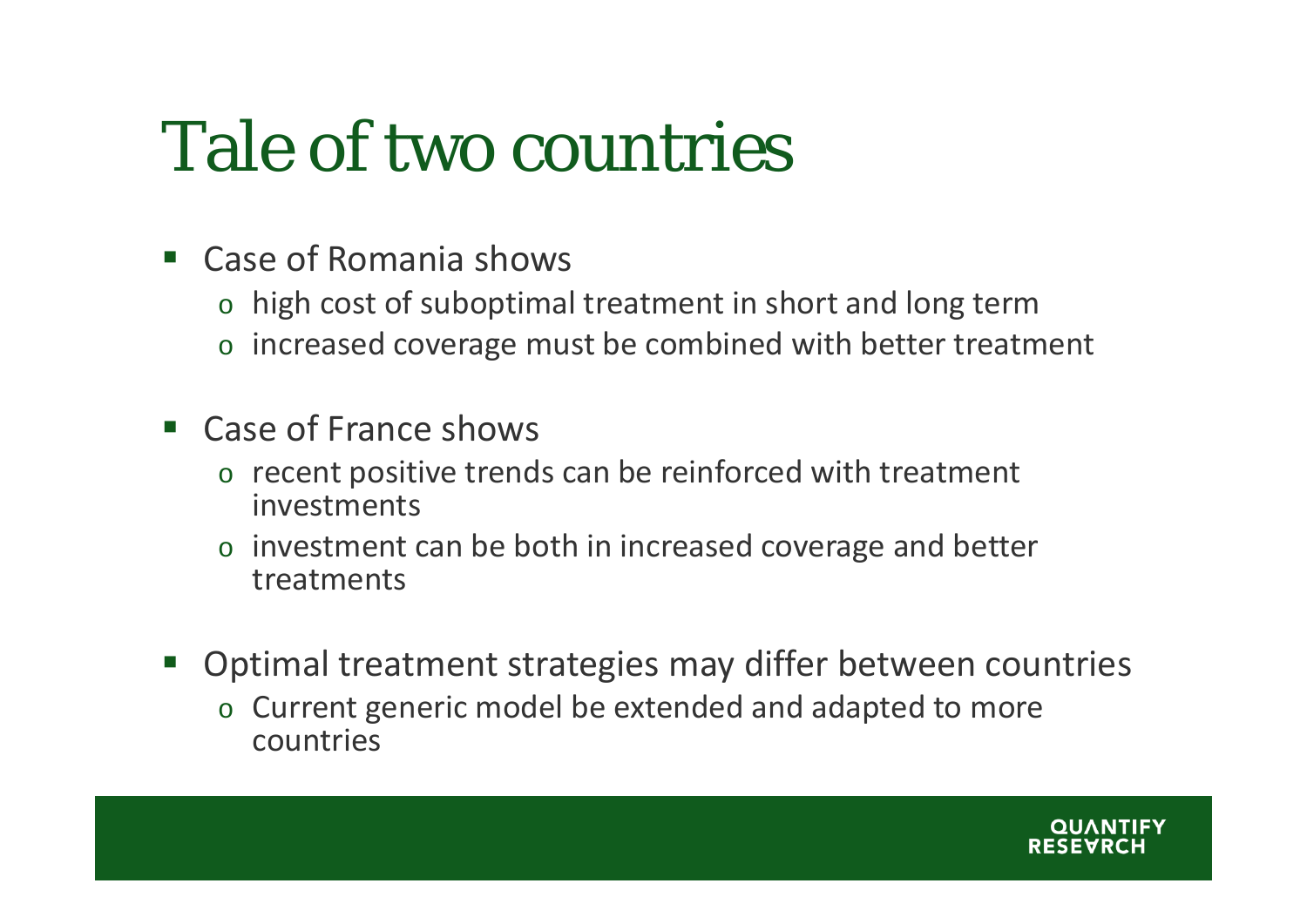# Tale of two countries

- Case of Romania shows
  - high cost of suboptimal treatment in short and long term
  - increased coverage must be combined with better treatment
- Case of France shows
  - recent positive trends can be reinforced with treatment investments
  - investment can be both in increased coverage and better treatments
- Optimal treatment strategies may differ between countries
  - Current generic model be extended and adapted to more countries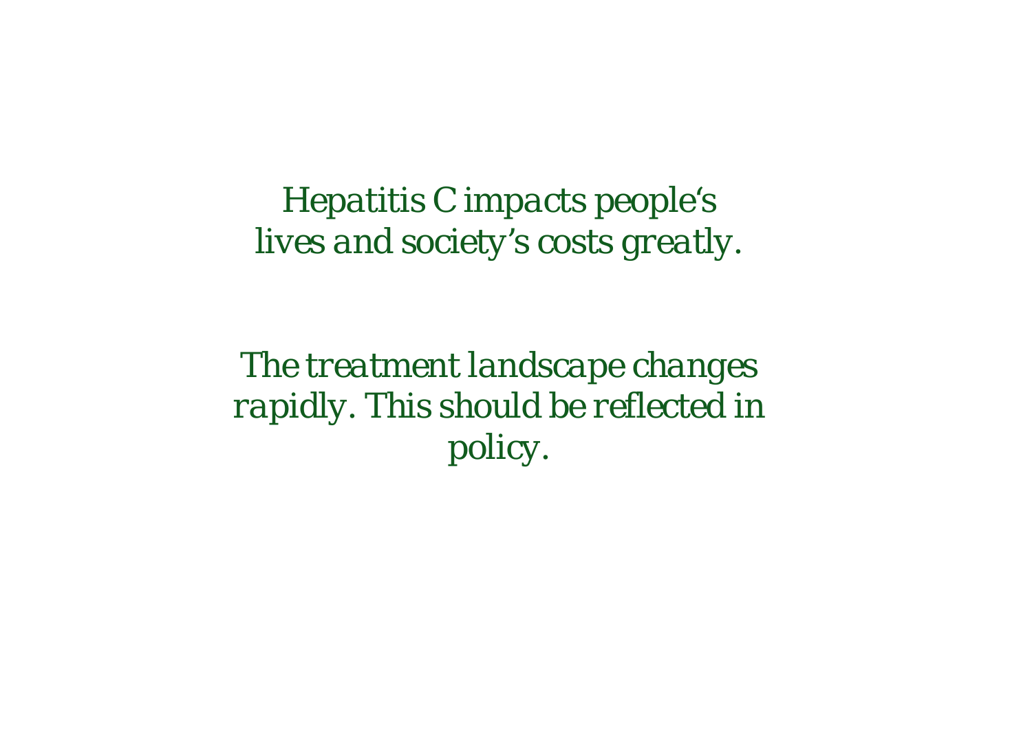*Hepatitis C impacts people‘s lives and society’s costs greatly.*

*The treatment landscape changes rapidly. This should be reflected in policy.*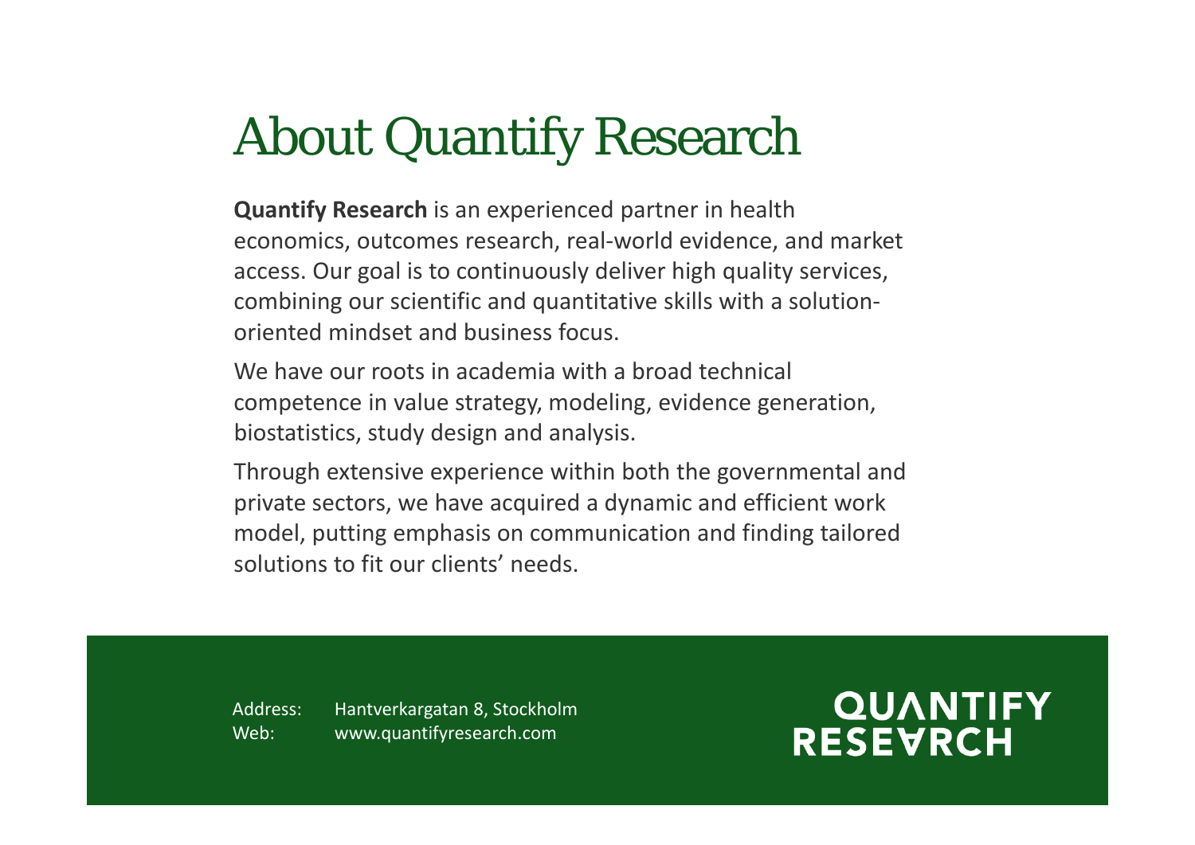# About Quantify Research

**Quantify Research** is an experienced partner in health economics, outcomes research, real-world evidence, and market access. Our goal is to continuously deliver high quality services, combining our scientific and quantitative skills with a solution-oriented mindset and business focus.

We have our roots in academia with a broad technical competence in value strategy, modeling, evidence generation, biostatistics, study design and analysis.

Through extensive experience within both the governmental and private sectors, we have acquired a dynamic and efficient work model, putting emphasis on communication and finding tailored solutions to fit our clients' needs.

Address: Hantverkargatan 8, Stockholm
Web: www.quantifyresearch.com

QUANTIFY RESEARCH